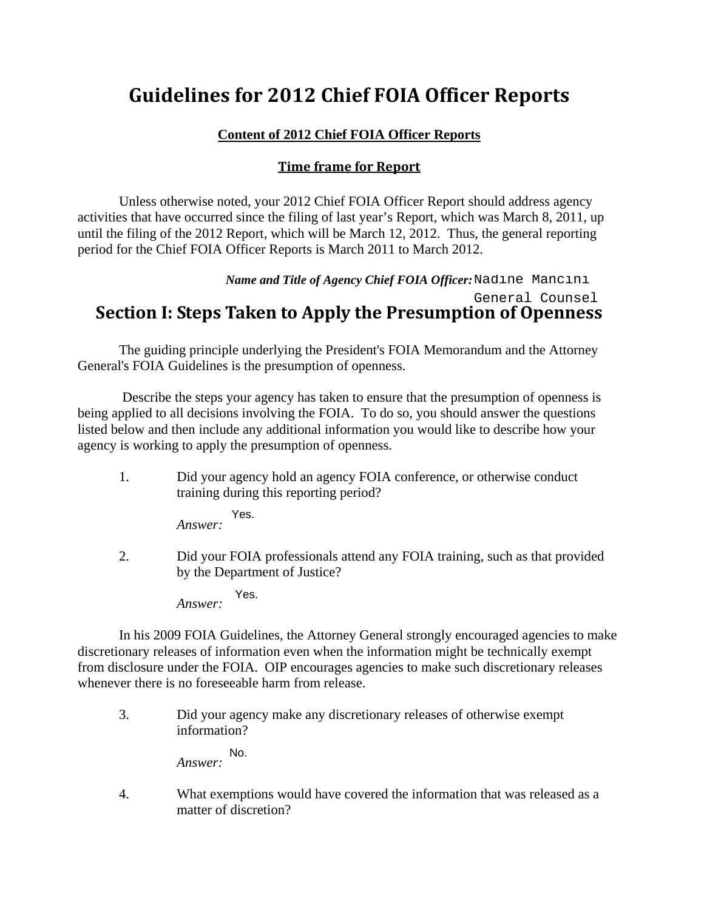# Guidelines for 2012 Chief FOIA Officer Reports

**Content of 2012 Chief FOIA Officer Reports**

**Time frame for Report**

Unless otherwise noted, your 2012 Chief FOIA Officer Report should address agency activities that have occurred since the filing of last year's Report, which was March 8, 2011, up until the filing of the 2012 Report, which will be March 12, 2012. Thus, the general reporting period for the Chief FOIA Officer Reports is March 2011 to March 2012.

***Name and Title of Agency Chief FOIA Officer:*** Nadine Mancini
General Counsel

## Section I: Steps Taken to Apply the Presumption of Openness

The guiding principle underlying the President's FOIA Memorandum and the Attorney General's FOIA Guidelines is the presumption of openness.

Describe the steps your agency has taken to ensure that the presumption of openness is being applied to all decisions involving the FOIA. To do so, you should answer the questions listed below and then include any additional information you would like to describe how your agency is working to apply the presumption of openness.

1. Did your agency hold an agency FOIA conference, or otherwise conduct training during this reporting period?

   *Answer:* Yes.

2. Did your FOIA professionals attend any FOIA training, such as that provided by the Department of Justice?

   *Answer:* Yes.

In his 2009 FOIA Guidelines, the Attorney General strongly encouraged agencies to make discretionary releases of information even when the information might be technically exempt from disclosure under the FOIA. OIP encourages agencies to make such discretionary releases whenever there is no foreseeable harm from release.

3. Did your agency make any discretionary releases of otherwise exempt information?

   *Answer:* No.

4. What exemptions would have covered the information that was released as a matter of discretion?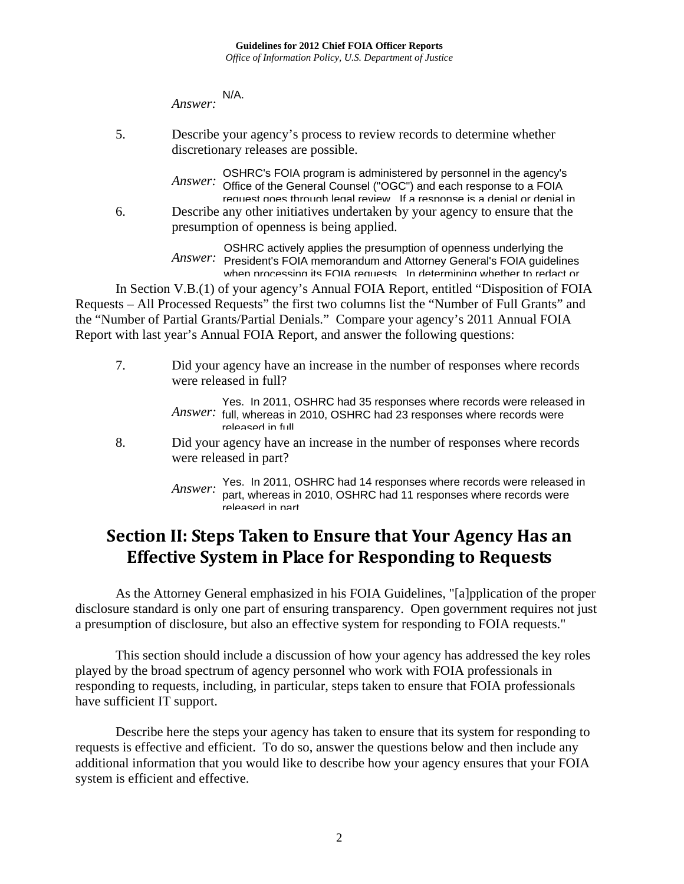*Answer:* N/A.

5. Describe your agency's process to review records to determine whether discretionary releases are possible.

   *Answer:* OSHRC's FOIA program is administered by personnel in the agency's Office of the General Counsel ("OGC") and each response to a FOIA request goes through legal review. If a response is a denial or denial in

6. Describe any other initiatives undertaken by your agency to ensure that the presumption of openness is being applied.

   *Answer:* OSHRC actively applies the presumption of openness underlying the President's FOIA memorandum and Attorney General's FOIA guidelines when processing its FOIA requests. In determining whether to redact or

In Section V.B.(1) of your agency's Annual FOIA Report, entitled "Disposition of FOIA Requests – All Processed Requests" the first two columns list the "Number of Full Grants" and the "Number of Partial Grants/Partial Denials." Compare your agency's 2011 Annual FOIA Report with last year's Annual FOIA Report, and answer the following questions:

7. Did your agency have an increase in the number of responses where records were released in full?

   *Answer:* Yes. In 2011, OSHRC had 35 responses where records were released in full, whereas in 2010, OSHRC had 23 responses where records were released in full.

8. Did your agency have an increase in the number of responses where records were released in part?

   *Answer:* Yes. In 2011, OSHRC had 14 responses where records were released in part, whereas in 2010, OSHRC had 11 responses where records were released in part.

## Section II: Steps Taken to Ensure that Your Agency Has an Effective System in Place for Responding to Requests

As the Attorney General emphasized in his FOIA Guidelines, "[a]pplication of the proper disclosure standard is only one part of ensuring transparency. Open government requires not just a presumption of disclosure, but also an effective system for responding to FOIA requests."

This section should include a discussion of how your agency has addressed the key roles played by the broad spectrum of agency personnel who work with FOIA professionals in responding to requests, including, in particular, steps taken to ensure that FOIA professionals have sufficient IT support.

Describe here the steps your agency has taken to ensure that its system for responding to requests is effective and efficient. To do so, answer the questions below and then include any additional information that you would like to describe how your agency ensures that your FOIA system is efficient and effective.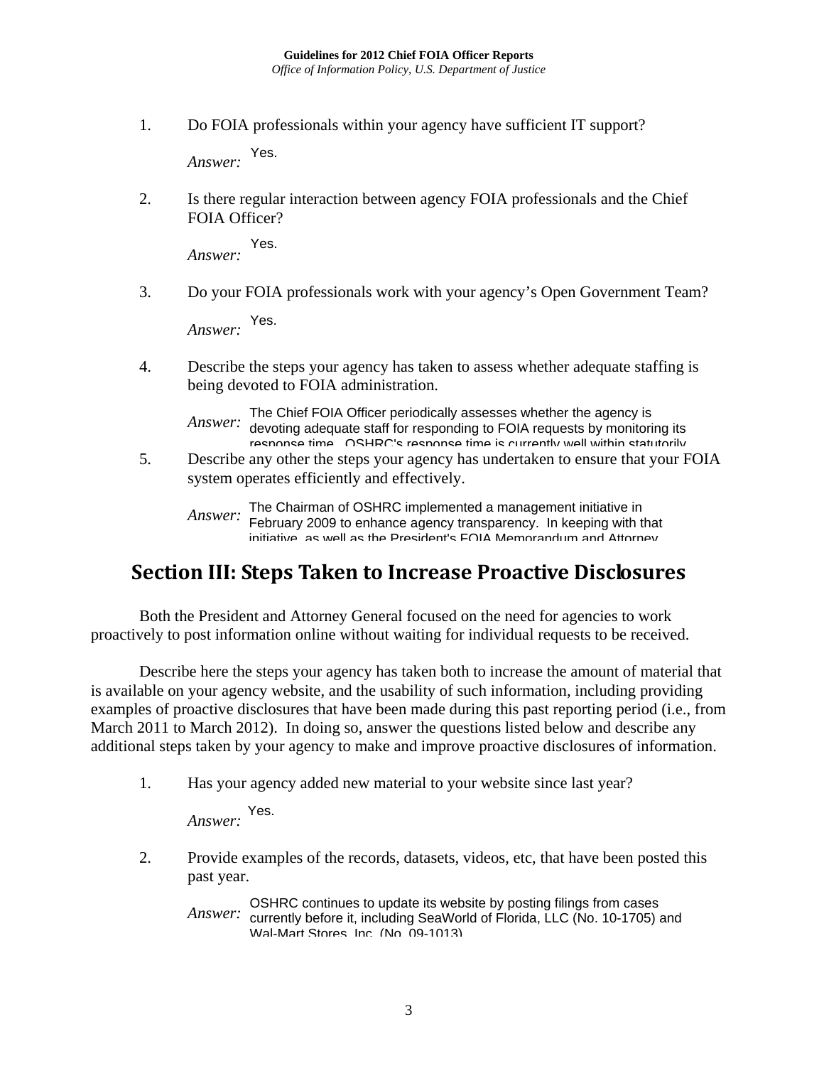1. Do FOIA professionals within your agency have sufficient IT support?

   *Answer:* Yes.

2. Is there regular interaction between agency FOIA professionals and the Chief FOIA Officer?

   *Answer:* Yes.

3. Do your FOIA professionals work with your agency's Open Government Team?

   *Answer:* Yes.

4. Describe the steps your agency has taken to assess whether adequate staffing is being devoted to FOIA administration.

   *Answer:* The Chief FOIA Officer periodically assesses whether the agency is devoting adequate staff for responding to FOIA requests by monitoring its response time. OSHRC's response time is currently well within statutorily

5. Describe any other the steps your agency has undertaken to ensure that your FOIA system operates efficiently and effectively.

   *Answer:* The Chairman of OSHRC implemented a management initiative in February 2009 to enhance agency transparency. In keeping with that initiative, as well as the President's FOIA Memorandum and Attorney

## Section III: Steps Taken to Increase Proactive Disclosures

Both the President and Attorney General focused on the need for agencies to work proactively to post information online without waiting for individual requests to be received.

Describe here the steps your agency has taken both to increase the amount of material that is available on your agency website, and the usability of such information, including providing examples of proactive disclosures that have been made during this past reporting period (i.e., from March 2011 to March 2012). In doing so, answer the questions listed below and describe any additional steps taken by your agency to make and improve proactive disclosures of information.

1. Has your agency added new material to your website since last year?

   *Answer:* Yes.

2. Provide examples of the records, datasets, videos, etc, that have been posted this past year.

   *Answer:* OSHRC continues to update its website by posting filings from cases currently before it, including SeaWorld of Florida, LLC (No. 10-1705) and Wal-Mart Stores, Inc. (No. 09-1013)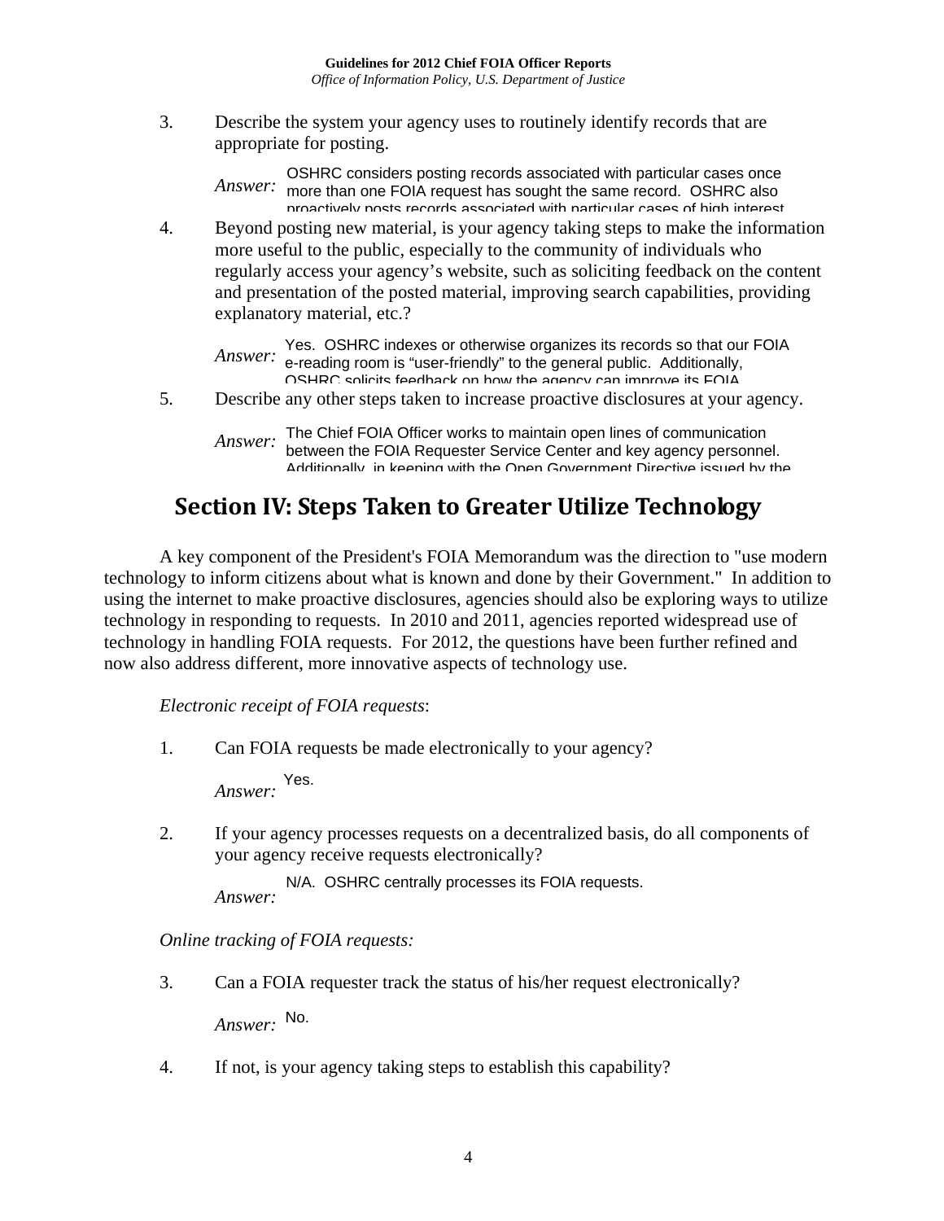3. Describe the system your agency uses to routinely identify records that are appropriate for posting.

   *Answer:* OSHRC considers posting records associated with particular cases once more than one FOIA request has sought the same record. OSHRC also proactively posts records associated with particular cases of high interest

4. Beyond posting new material, is your agency taking steps to make the information more useful to the public, especially to the community of individuals who regularly access your agency's website, such as soliciting feedback on the content and presentation of the posted material, improving search capabilities, providing explanatory material, etc.?

   *Answer:* Yes. OSHRC indexes or otherwise organizes its records so that our FOIA e-reading room is "user-friendly" to the general public. Additionally, OSHRC solicits feedback on how the agency can improve its FOIA

5. Describe any other steps taken to increase proactive disclosures at your agency.

   *Answer:* The Chief FOIA Officer works to maintain open lines of communication between the FOIA Requester Service Center and key agency personnel. Additionally, in keeping with the Open Government Directive issued by the

## Section IV: Steps Taken to Greater Utilize Technology

A key component of the President's FOIA Memorandum was the direction to "use modern technology to inform citizens about what is known and done by their Government." In addition to using the internet to make proactive disclosures, agencies should also be exploring ways to utilize technology in responding to requests. In 2010 and 2011, agencies reported widespread use of technology in handling FOIA requests. For 2012, the questions have been further refined and now also address different, more innovative aspects of technology use.

*Electronic receipt of FOIA requests*:

1. Can FOIA requests be made electronically to your agency?

   *Answer:* Yes.

2. If your agency processes requests on a decentralized basis, do all components of your agency receive requests electronically?

   *Answer:* N/A. OSHRC centrally processes its FOIA requests.

*Online tracking of FOIA requests:*

3. Can a FOIA requester track the status of his/her request electronically?

   *Answer:* No.

4. If not, is your agency taking steps to establish this capability?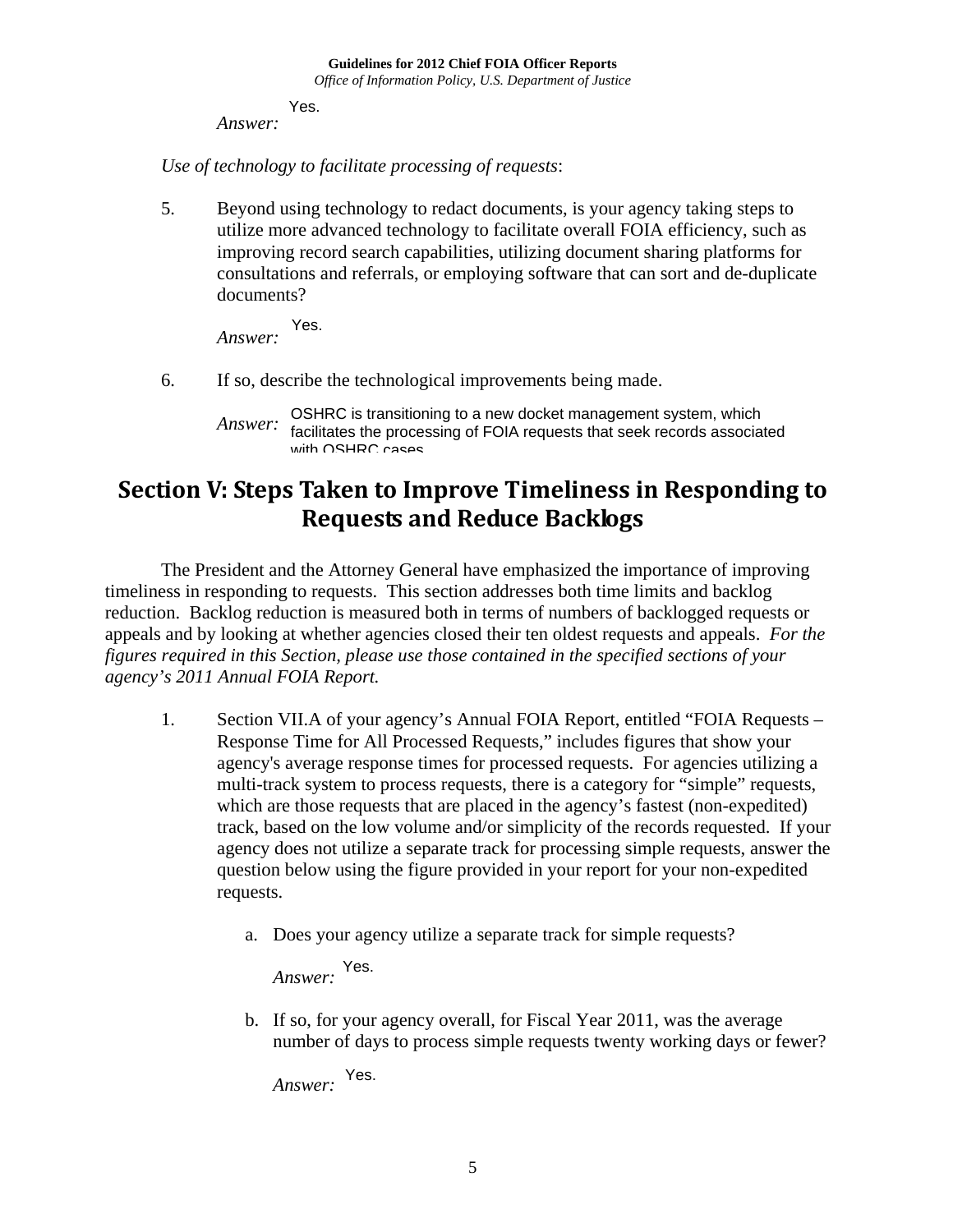*Answer:* Yes.

*Use of technology to facilitate processing of requests*:

5. Beyond using technology to redact documents, is your agency taking steps to utilize more advanced technology to facilitate overall FOIA efficiency, such as improving record search capabilities, utilizing document sharing platforms for consultations and referrals, or employing software that can sort and de-duplicate documents?

   *Answer:* Yes.

6. If so, describe the technological improvements being made.

   *Answer:* OSHRC is transitioning to a new docket management system, which facilitates the processing of FOIA requests that seek records associated with OSHRC cases

## Section V: Steps Taken to Improve Timeliness in Responding to Requests and Reduce Backlogs

The President and the Attorney General have emphasized the importance of improving timeliness in responding to requests. This section addresses both time limits and backlog reduction. Backlog reduction is measured both in terms of numbers of backlogged requests or appeals and by looking at whether agencies closed their ten oldest requests and appeals. *For the figures required in this Section, please use those contained in the specified sections of your agency's 2011 Annual FOIA Report.*

1. Section VII.A of your agency's Annual FOIA Report, entitled "FOIA Requests – Response Time for All Processed Requests," includes figures that show your agency's average response times for processed requests. For agencies utilizing a multi-track system to process requests, there is a category for "simple" requests, which are those requests that are placed in the agency's fastest (non-expedited) track, based on the low volume and/or simplicity of the records requested. If your agency does not utilize a separate track for processing simple requests, answer the question below using the figure provided in your report for your non-expedited requests.

   a. Does your agency utilize a separate track for simple requests?

      *Answer:* Yes.

   b. If so, for your agency overall, for Fiscal Year 2011, was the average number of days to process simple requests twenty working days or fewer?

      *Answer:* Yes.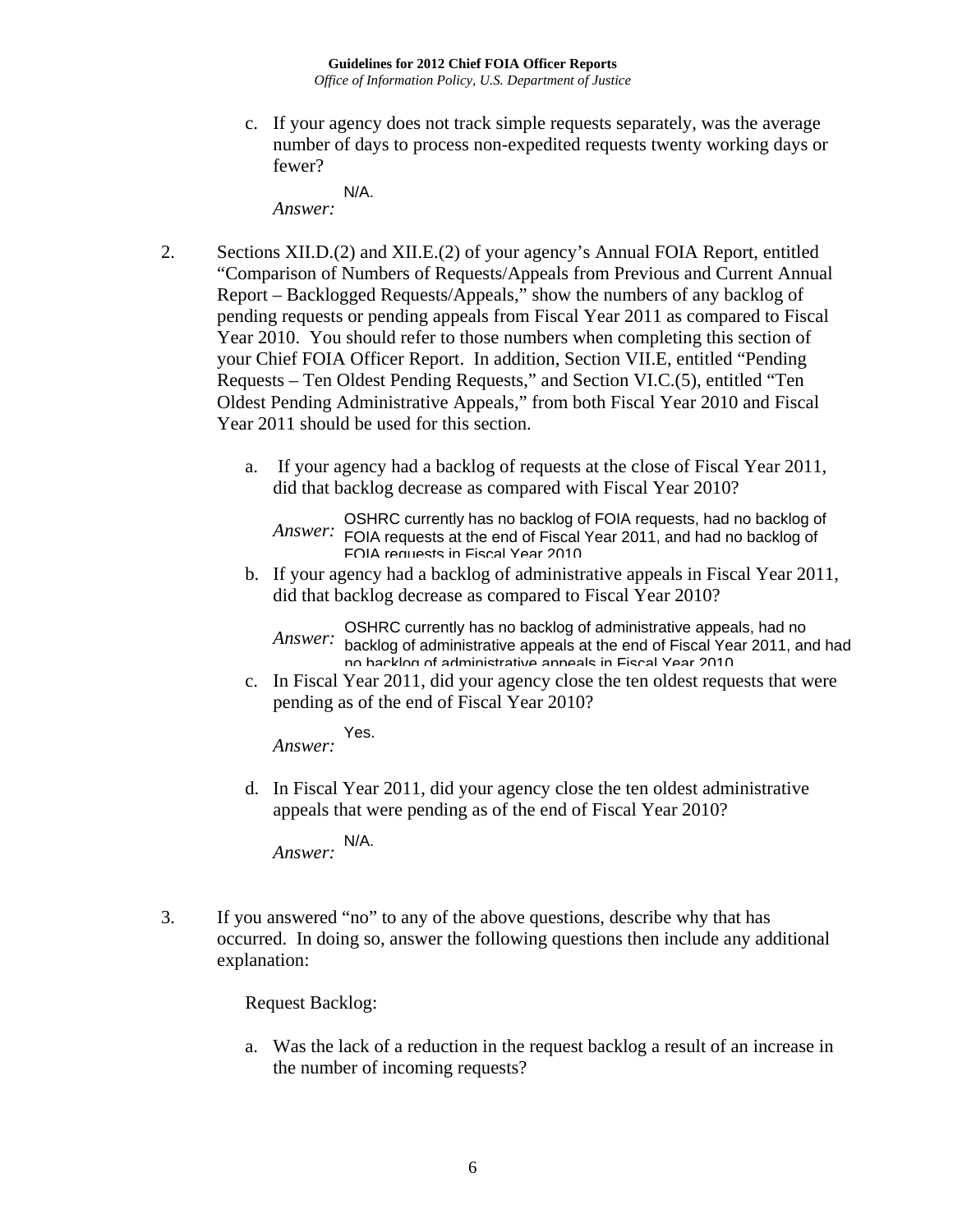c. If your agency does not track simple requests separately, was the average number of days to process non-expedited requests twenty working days or fewer?

*Answer:* N/A.

2. Sections XII.D.(2) and XII.E.(2) of your agency's Annual FOIA Report, entitled "Comparison of Numbers of Requests/Appeals from Previous and Current Annual Report – Backlogged Requests/Appeals," show the numbers of any backlog of pending requests or pending appeals from Fiscal Year 2011 as compared to Fiscal Year 2010. You should refer to those numbers when completing this section of your Chief FOIA Officer Report. In addition, Section VII.E, entitled "Pending Requests – Ten Oldest Pending Requests," and Section VI.C.(5), entitled "Ten Oldest Pending Administrative Appeals," from both Fiscal Year 2010 and Fiscal Year 2011 should be used for this section.

   a. If your agency had a backlog of requests at the close of Fiscal Year 2011, did that backlog decrease as compared with Fiscal Year 2010?

   *Answer:* OSHRC currently has no backlog of FOIA requests, had no backlog of FOIA requests at the end of Fiscal Year 2011, and had no backlog of FOIA requests in Fiscal Year 2010.

   b. If your agency had a backlog of administrative appeals in Fiscal Year 2011, did that backlog decrease as compared to Fiscal Year 2010?

   *Answer:* OSHRC currently has no backlog of administrative appeals, had no backlog of administrative appeals at the end of Fiscal Year 2011, and had no backlog of administrative appeals in Fiscal Year 2010.

   c. In Fiscal Year 2011, did your agency close the ten oldest requests that were pending as of the end of Fiscal Year 2010?

   *Answer:* Yes.

   d. In Fiscal Year 2011, did your agency close the ten oldest administrative appeals that were pending as of the end of Fiscal Year 2010?

   *Answer:* N/A.

3. If you answered "no" to any of the above questions, describe why that has occurred. In doing so, answer the following questions then include any additional explanation:

   Request Backlog:

   a. Was the lack of a reduction in the request backlog a result of an increase in the number of incoming requests?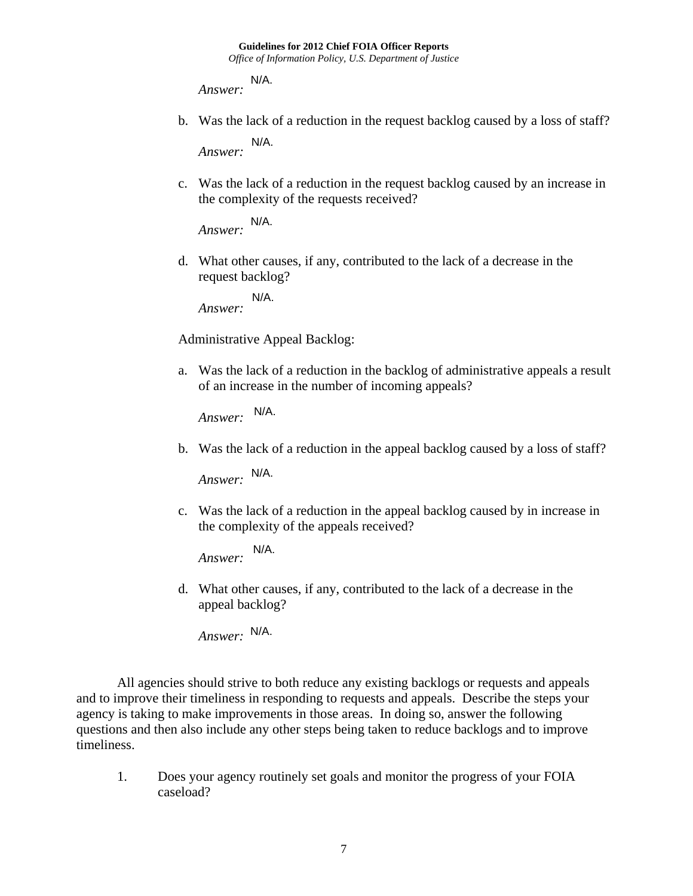*Answer:* N/A.

b. Was the lack of a reduction in the request backlog caused by a loss of staff?

*Answer:* N/A.

c. Was the lack of a reduction in the request backlog caused by an increase in the complexity of the requests received?

*Answer:* N/A.

d. What other causes, if any, contributed to the lack of a decrease in the request backlog?

*Answer:* N/A.

Administrative Appeal Backlog:

a. Was the lack of a reduction in the backlog of administrative appeals a result of an increase in the number of incoming appeals?

*Answer:* N/A.

b. Was the lack of a reduction in the appeal backlog caused by a loss of staff?

*Answer:* N/A.

c. Was the lack of a reduction in the appeal backlog caused by in increase in the complexity of the appeals received?

*Answer:* N/A.

d. What other causes, if any, contributed to the lack of a decrease in the appeal backlog?

*Answer:* N/A.

All agencies should strive to both reduce any existing backlogs or requests and appeals and to improve their timeliness in responding to requests and appeals. Describe the steps your agency is taking to make improvements in those areas. In doing so, answer the following questions and then also include any other steps being taken to reduce backlogs and to improve timeliness.

1. Does your agency routinely set goals and monitor the progress of your FOIA caseload?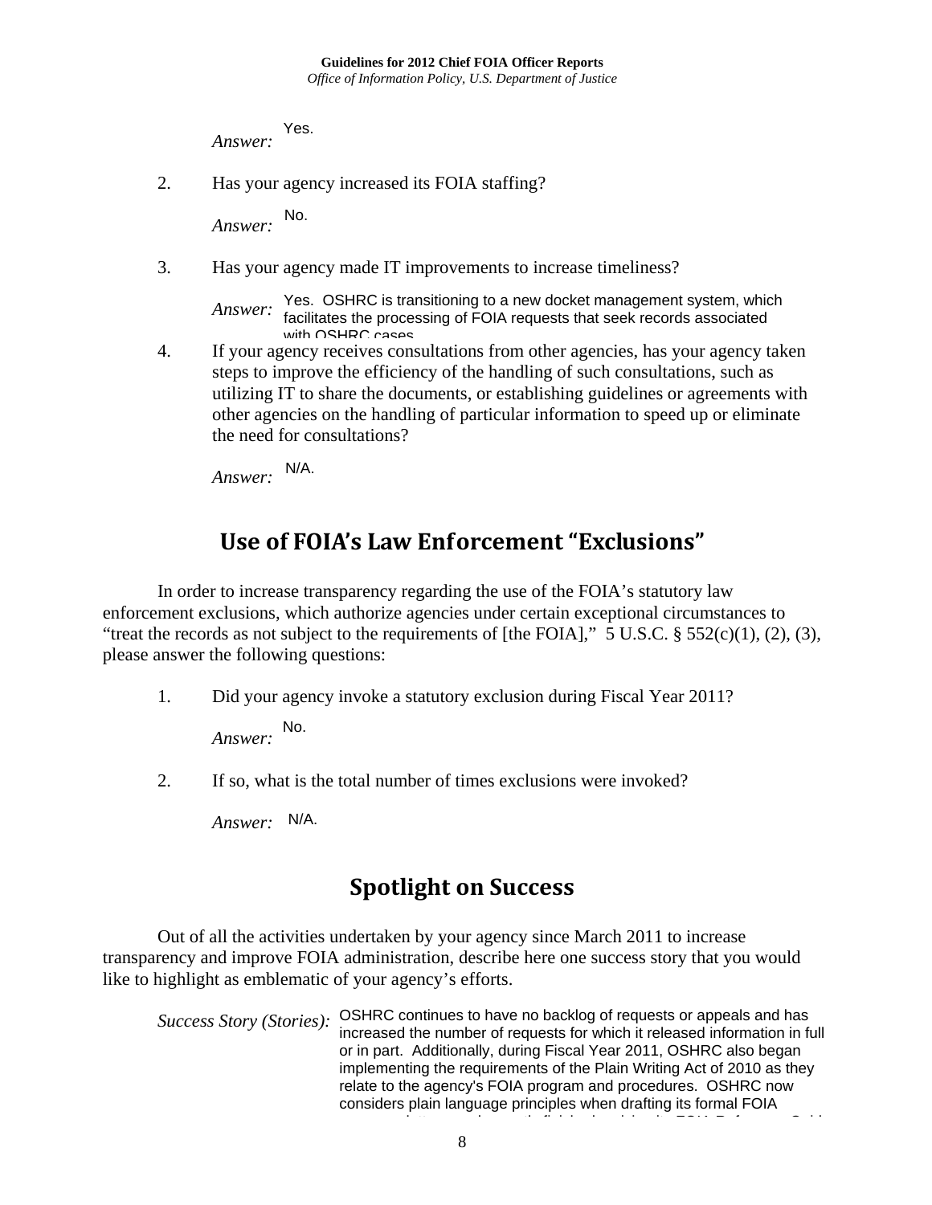*Answer:* Yes.

2. Has your agency increased its FOIA staffing?

   *Answer:* No.

3. Has your agency made IT improvements to increase timeliness?

   *Answer:* Yes. OSHRC is transitioning to a new docket management system, which facilitates the processing of FOIA requests that seek records associated with OSHRC cases.

4. If your agency receives consultations from other agencies, has your agency taken steps to improve the efficiency of the handling of such consultations, such as utilizing IT to share the documents, or establishing guidelines or agreements with other agencies on the handling of particular information to speed up or eliminate the need for consultations?

   *Answer:* N/A.

## Use of FOIA's Law Enforcement "Exclusions"

In order to increase transparency regarding the use of the FOIA's statutory law enforcement exclusions, which authorize agencies under certain exceptional circumstances to "treat the records as not subject to the requirements of [the FOIA]," 5 U.S.C. § 552(c)(1), (2), (3), please answer the following questions:

1. Did your agency invoke a statutory exclusion during Fiscal Year 2011?

   *Answer:* No.

2. If so, what is the total number of times exclusions were invoked?

   *Answer:* N/A.

## Spotlight on Success

Out of all the activities undertaken by your agency since March 2011 to increase transparency and improve FOIA administration, describe here one success story that you would like to highlight as emblematic of your agency's efforts.

*Success Story (Stories):* OSHRC continues to have no backlog of requests or appeals and has increased the number of requests for which it released information in full or in part. Additionally, during Fiscal Year 2011, OSHRC also began implementing the requirements of the Plain Writing Act of 2010 as they relate to the agency's FOIA program and procedures. OSHRC now considers plain language principles when drafting its formal FOIA